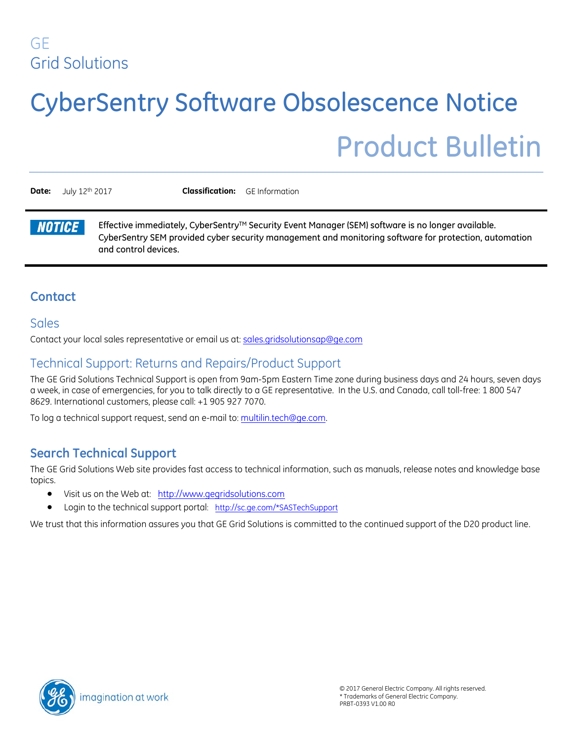GE
Grid Solutions

# CyberSentry Software Obsolescence Notice

## Product Bulletin

**Date:** July 12th 2017 **Classification:** GE Information

**NOTICE**

**Effective immediately, CyberSentry™ Security Event Manager (SEM) software is no longer available. CyberSentry SEM provided cyber security management and monitoring software for protection, automation and control devices.**

## Contact

### Sales

Contact your local sales representative or email us at: sales.gridsolutionsap@ge.com

### Technical Support: Returns and Repairs/Product Support

The GE Grid Solutions Technical Support is open from 9am-5pm Eastern Time zone during business days and 24 hours, seven days a week, in case of emergencies, for you to talk directly to a GE representative. In the U.S. and Canada, call toll-free: 1 800 547 8629. International customers, please call: +1 905 927 7070.

To log a technical support request, send an e-mail to: multilin.tech@ge.com.

## Search Technical Support

The GE Grid Solutions Web site provides fast access to technical information, such as manuals, release notes and knowledge base topics.

- Visit us on the Web at: http://www.gegridsolutions.com
- Login to the technical support portal: http://sc.ge.com/*SASTechSupport

We trust that this information assures you that GE Grid Solutions is committed to the continued support of the D20 product line.

imagination at work

© 2017 General Electric Company. All rights reserved.
* Trademarks of General Electric Company.
PRBT-0393 V1.00 R0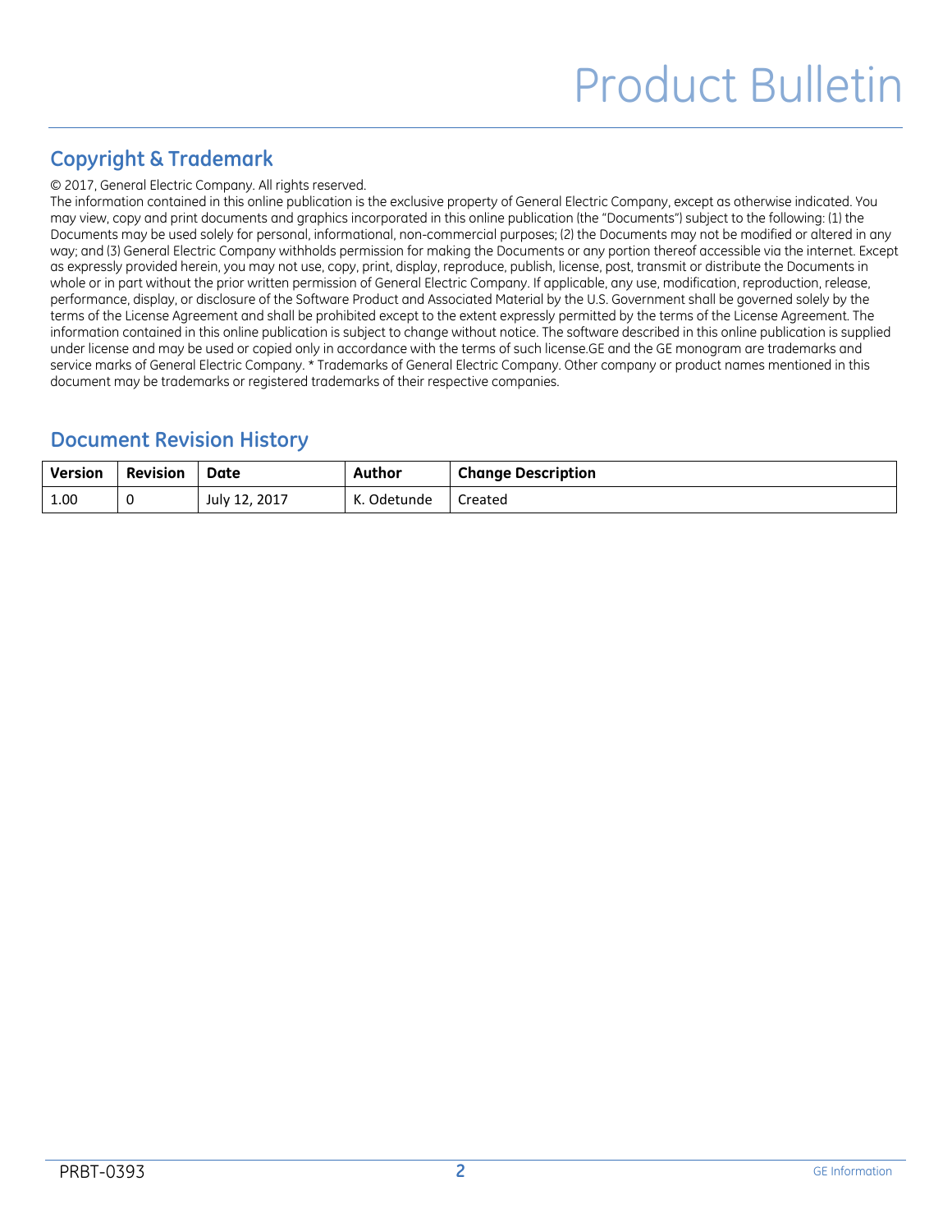## Copyright & Trademark

© 2017, General Electric Company. All rights reserved.

The information contained in this online publication is the exclusive property of General Electric Company, except as otherwise indicated. You may view, copy and print documents and graphics incorporated in this online publication (the "Documents") subject to the following: (1) the Documents may be used solely for personal, informational, non-commercial purposes; (2) the Documents may not be modified or altered in any way; and (3) General Electric Company withholds permission for making the Documents or any portion thereof accessible via the internet. Except as expressly provided herein, you may not use, copy, print, display, reproduce, publish, license, post, transmit or distribute the Documents in whole or in part without the prior written permission of General Electric Company. If applicable, any use, modification, reproduction, release, performance, display, or disclosure of the Software Product and Associated Material by the U.S. Government shall be governed solely by the terms of the License Agreement and shall be prohibited except to the extent expressly permitted by the terms of the License Agreement. The information contained in this online publication is subject to change without notice. The software described in this online publication is supplied under license and may be used or copied only in accordance with the terms of such license.GE and the GE monogram are trademarks and service marks of General Electric Company. * Trademarks of General Electric Company. Other company or product names mentioned in this document may be trademarks or registered trademarks of their respective companies.

## Document Revision History

| Version | Revision | Date | Author | Change Description |
|---|---|---|---|---|
| 1.00 | 0 | July 12, 2017 | K. Odetunde | Created |